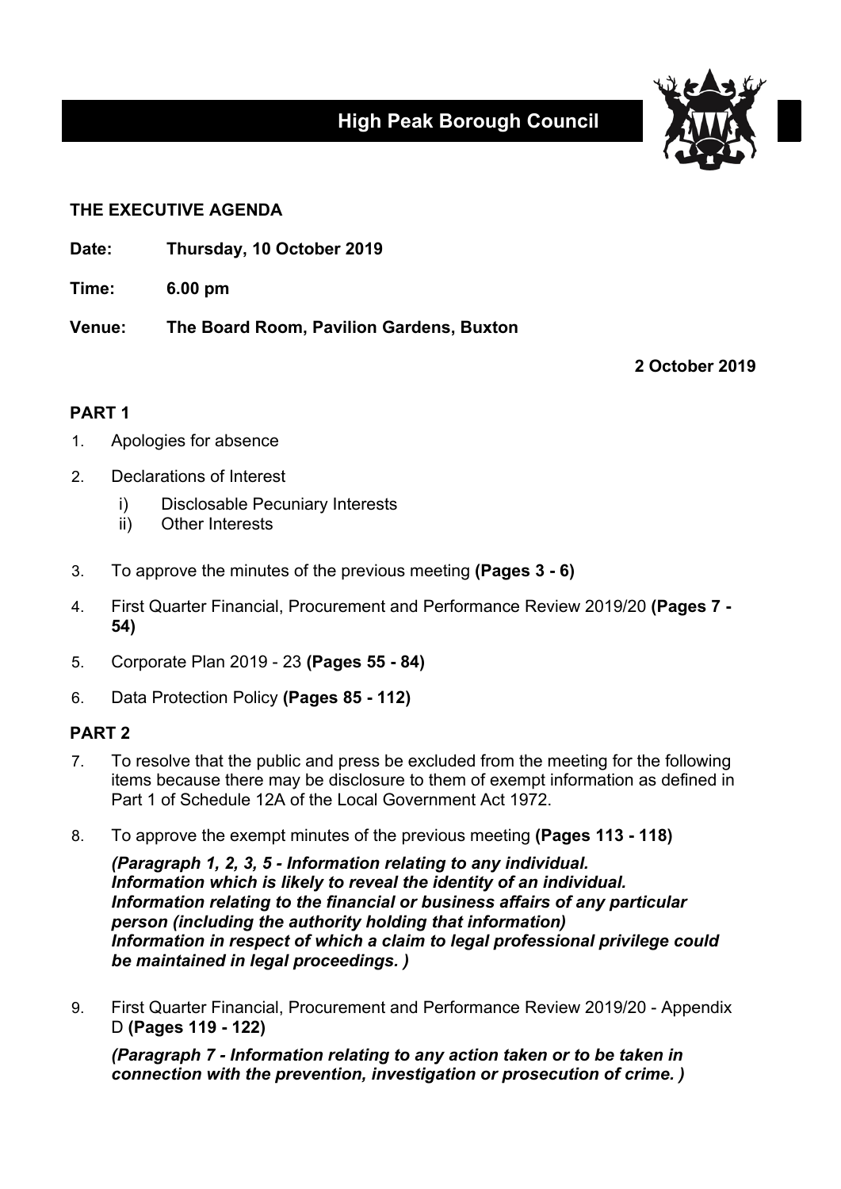# High Peak Borough Council

**THE EXECUTIVE AGENDA**

**Date:** **Thursday, 10 October 2019**

**Time:** **6.00 pm**

**Venue:** **The Board Room, Pavilion Gardens, Buxton**

**2 October 2019**

## PART 1

1. Apologies for absence
2. Declarations of Interest
   i) Disclosable Pecuniary Interests
   ii) Other Interests
3. To approve the minutes of the previous meeting **(Pages 3 - 6)**
4. First Quarter Financial, Procurement and Performance Review 2019/20 **(Pages 7 - 54)**
5. Corporate Plan 2019 - 23 **(Pages 55 - 84)**
6. Data Protection Policy **(Pages 85 - 112)**

## PART 2

7. To resolve that the public and press be excluded from the meeting for the following items because there may be disclosure to them of exempt information as defined in Part 1 of Schedule 12A of the Local Government Act 1972.
8. To approve the exempt minutes of the previous meeting **(Pages 113 - 118)**

   ***(Paragraph 1, 2, 3, 5 - Information relating to any individual. Information which is likely to reveal the identity of an individual. Information relating to the financial or business affairs of any particular person (including the authority holding that information) Information in respect of which a claim to legal professional privilege could be maintained in legal proceedings. )***

9. First Quarter Financial, Procurement and Performance Review 2019/20 - Appendix D **(Pages 119 - 122)**

   ***(Paragraph 7 - Information relating to any action taken or to be taken in connection with the prevention, investigation or prosecution of crime. )***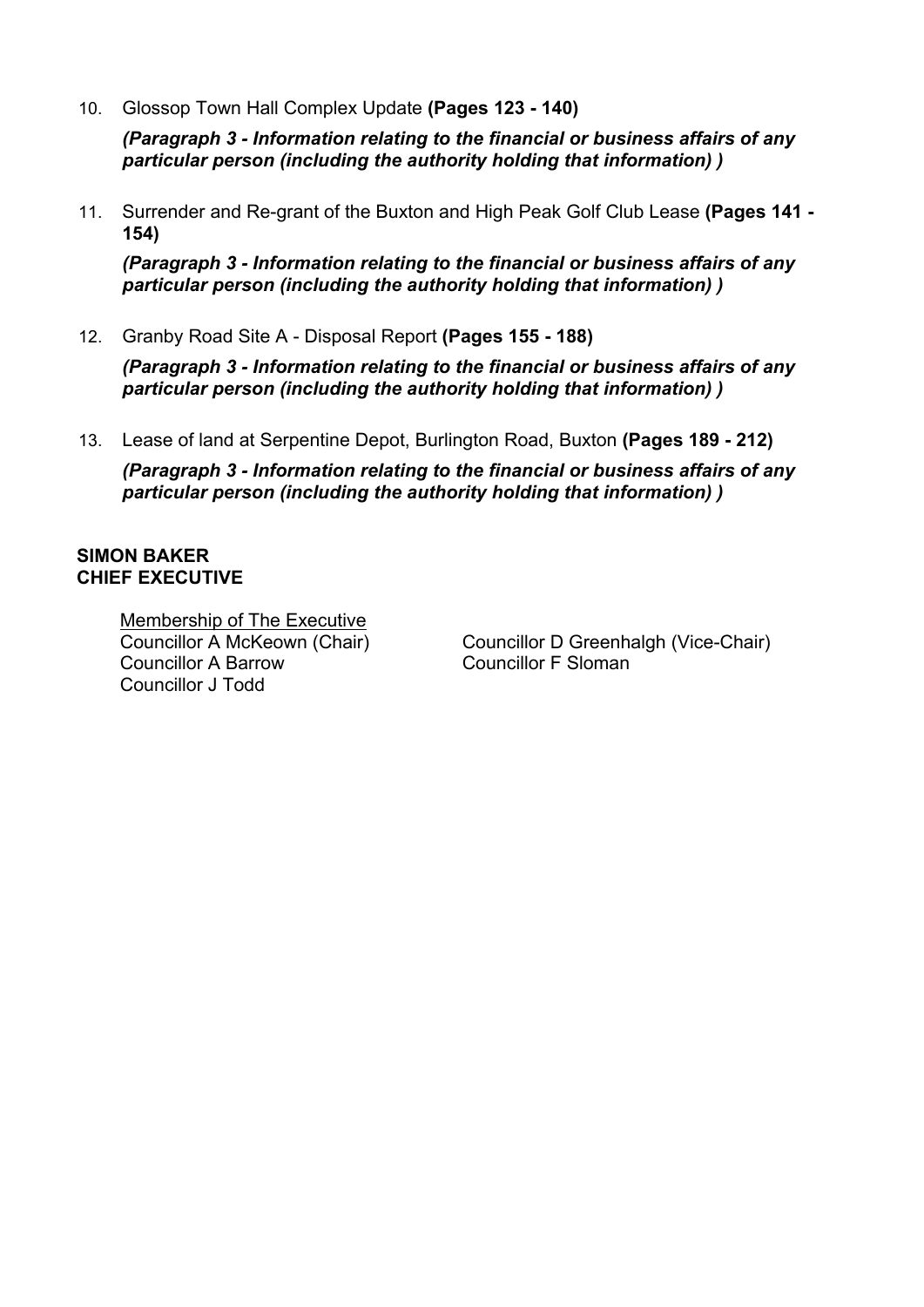10. Glossop Town Hall Complex Update **(Pages 123 - 140)**

    ***(Paragraph 3 - Information relating to the financial or business affairs of any particular person (including the authority holding that information) )***

11. Surrender and Re-grant of the Buxton and High Peak Golf Club Lease **(Pages 141 - 154)**

    ***(Paragraph 3 - Information relating to the financial or business affairs of any particular person (including the authority holding that information) )***

12. Granby Road Site A - Disposal Report **(Pages 155 - 188)**

    ***(Paragraph 3 - Information relating to the financial or business affairs of any particular person (including the authority holding that information) )***

13. Lease of land at Serpentine Depot, Burlington Road, Buxton **(Pages 189 - 212)**

    ***(Paragraph 3 - Information relating to the financial or business affairs of any particular person (including the authority holding that information) )***

**SIMON BAKER**
**CHIEF EXECUTIVE**

Membership of The Executive

Councillor A McKeown (Chair)
Councillor D Greenhalgh (Vice-Chair)
Councillor A Barrow
Councillor F Sloman
Councillor J Todd